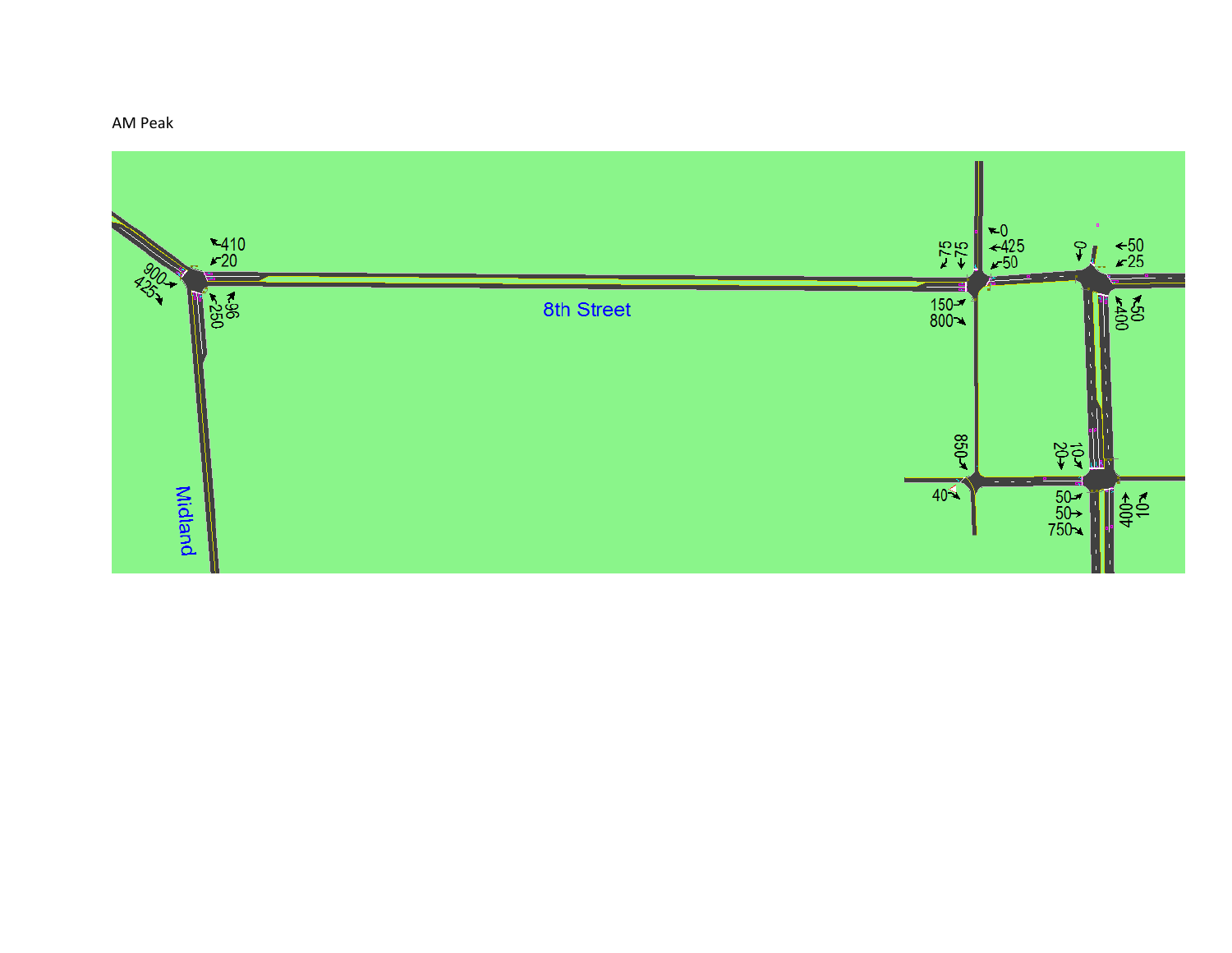AM Peak

8th Street

Midland

410
20
900
425
250
96

75
75
0
425
50
150
800

0
50
25
400
50

850
40

10
20
50
50
750
400
10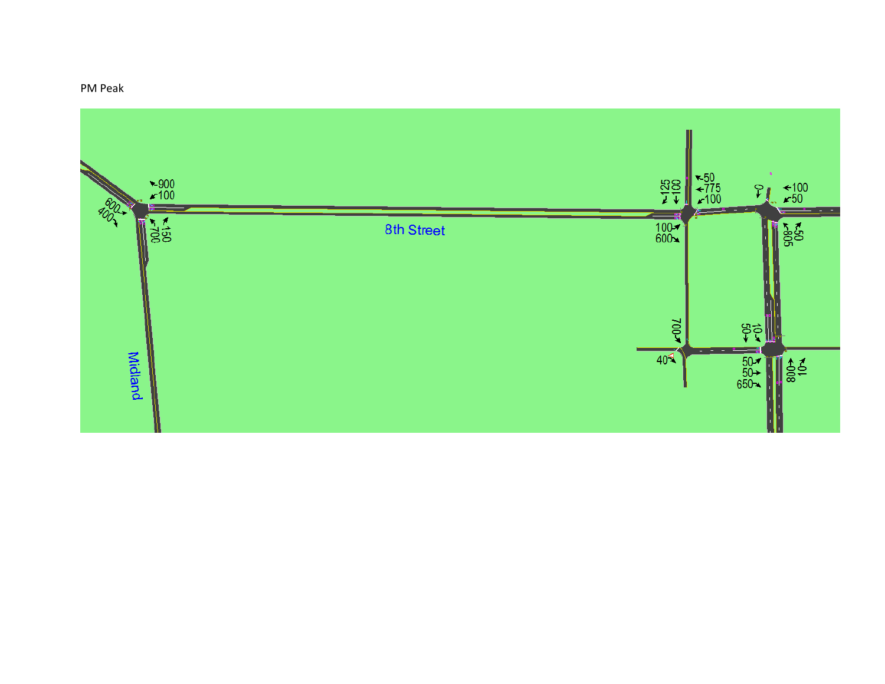PM Peak

900
100
600
400
700
150

8th Street

Midland

125
100
50
775
100
100
600

0
100
50
805
50

700
40

50
10
50
50
650
800
10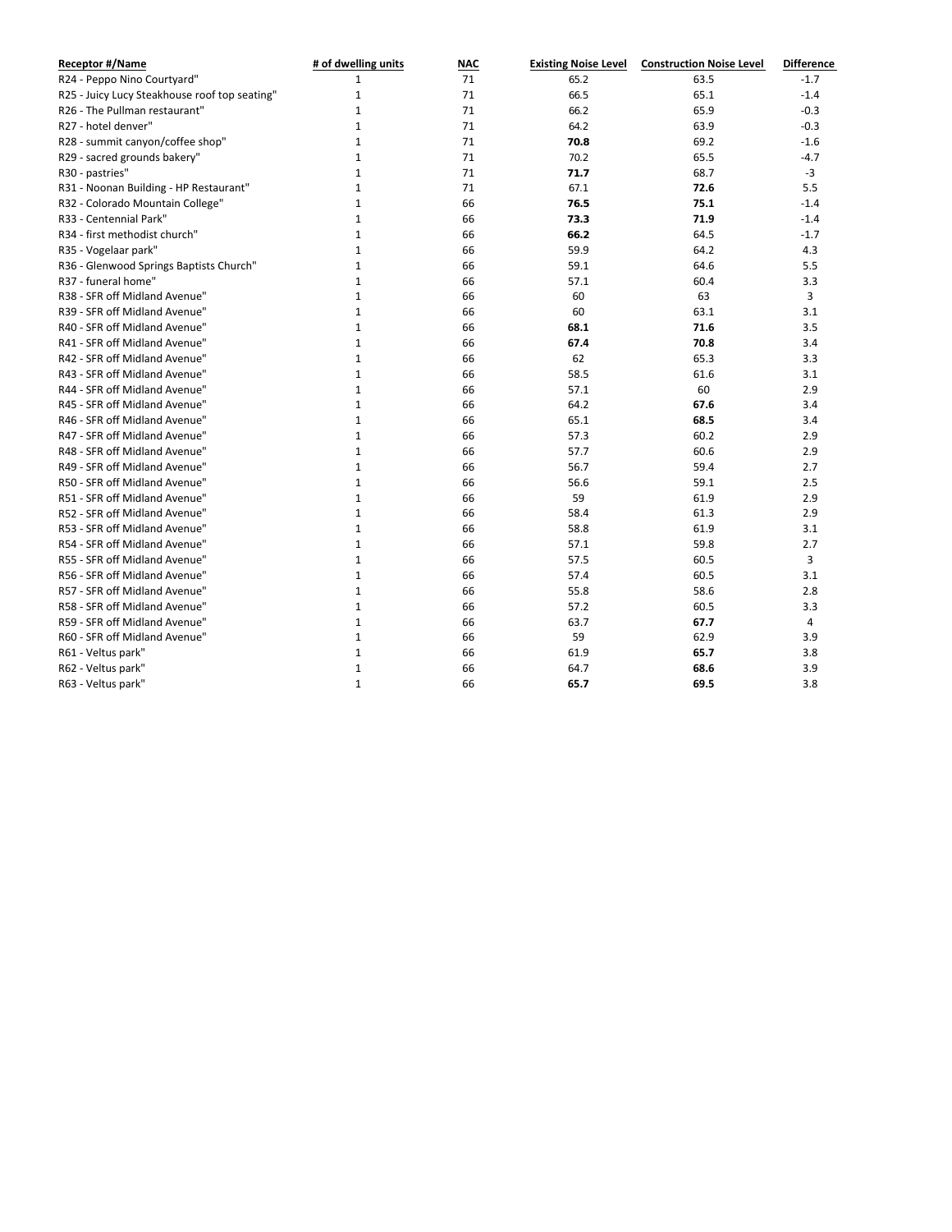| Receptor #/Name | # of dwelling units | NAC | Existing Noise Level | Construction Noise Level | Difference |
|---|---|---|---|---|---|
| R24 - Peppo Nino Courtyard" | 1 | 71 | 65.2 | 63.5 | -1.7 |
| R25 - Juicy Lucy Steakhouse roof top seating" | 1 | 71 | 66.5 | 65.1 | -1.4 |
| R26 - The Pullman restaurant" | 1 | 71 | 66.2 | 65.9 | -0.3 |
| R27 - hotel denver" | 1 | 71 | 64.2 | 63.9 | -0.3 |
| R28 - summit canyon/coffee shop" | 1 | 71 | **70.8** | 69.2 | -1.6 |
| R29 - sacred grounds bakery" | 1 | 71 | 70.2 | 65.5 | -4.7 |
| R30 - pastries" | 1 | 71 | **71.7** | 68.7 | -3 |
| R31 - Noonan Building - HP Restaurant" | 1 | 71 | 67.1 | **72.6** | 5.5 |
| R32 - Colorado Mountain College" | 1 | 66 | **76.5** | **75.1** | -1.4 |
| R33 - Centennial Park" | 1 | 66 | **73.3** | **71.9** | -1.4 |
| R34 - first methodist church" | 1 | 66 | **66.2** | 64.5 | -1.7 |
| R35 - Vogelaar park" | 1 | 66 | 59.9 | 64.2 | 4.3 |
| R36 - Glenwood Springs Baptists Church" | 1 | 66 | 59.1 | 64.6 | 5.5 |
| R37 - funeral home" | 1 | 66 | 57.1 | 60.4 | 3.3 |
| R38 - SFR off Midland Avenue" | 1 | 66 | 60 | 63 | 3 |
| R39 - SFR off Midland Avenue" | 1 | 66 | 60 | 63.1 | 3.1 |
| R40 - SFR off Midland Avenue" | 1 | 66 | **68.1** | **71.6** | 3.5 |
| R41 - SFR off Midland Avenue" | 1 | 66 | **67.4** | **70.8** | 3.4 |
| R42 - SFR off Midland Avenue" | 1 | 66 | 62 | 65.3 | 3.3 |
| R43 - SFR off Midland Avenue" | 1 | 66 | 58.5 | 61.6 | 3.1 |
| R44 - SFR off Midland Avenue" | 1 | 66 | 57.1 | 60 | 2.9 |
| R45 - SFR off Midland Avenue" | 1 | 66 | 64.2 | **67.6** | 3.4 |
| R46 - SFR off Midland Avenue" | 1 | 66 | 65.1 | **68.5** | 3.4 |
| R47 - SFR off Midland Avenue" | 1 | 66 | 57.3 | 60.2 | 2.9 |
| R48 - SFR off Midland Avenue" | 1 | 66 | 57.7 | 60.6 | 2.9 |
| R49 - SFR off Midland Avenue" | 1 | 66 | 56.7 | 59.4 | 2.7 |
| R50 - SFR off Midland Avenue" | 1 | 66 | 56.6 | 59.1 | 2.5 |
| R51 - SFR off Midland Avenue" | 1 | 66 | 59 | 61.9 | 2.9 |
| R52 - SFR off Midland Avenue" | 1 | 66 | 58.4 | 61.3 | 2.9 |
| R53 - SFR off Midland Avenue" | 1 | 66 | 58.8 | 61.9 | 3.1 |
| R54 - SFR off Midland Avenue" | 1 | 66 | 57.1 | 59.8 | 2.7 |
| R55 - SFR off Midland Avenue" | 1 | 66 | 57.5 | 60.5 | 3 |
| R56 - SFR off Midland Avenue" | 1 | 66 | 57.4 | 60.5 | 3.1 |
| R57 - SFR off Midland Avenue" | 1 | 66 | 55.8 | 58.6 | 2.8 |
| R58 - SFR off Midland Avenue" | 1 | 66 | 57.2 | 60.5 | 3.3 |
| R59 - SFR off Midland Avenue" | 1 | 66 | 63.7 | **67.7** | 4 |
| R60 - SFR off Midland Avenue" | 1 | 66 | 59 | 62.9 | 3.9 |
| R61 - Veltus park" | 1 | 66 | 61.9 | **65.7** | 3.8 |
| R62 - Veltus park" | 1 | 66 | 64.7 | **68.6** | 3.9 |
| R63 - Veltus park" | 1 | 66 | **65.7** | **69.5** | 3.8 |